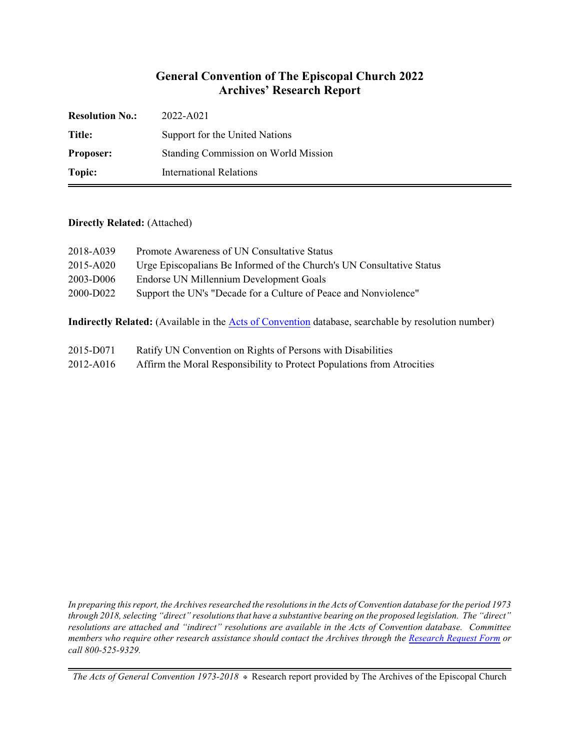# General Convention of The Episcopal Church 2022
# Archives' Research Report

| | |
|---|---|
| **Resolution No.:** | 2022-A021 |
| **Title:** | Support for the United Nations |
| **Proposer:** | Standing Commission on World Mission |
| **Topic:** | International Relations |

**Directly Related:** (Attached)

| | |
|---|---|
| 2018-A039 | Promote Awareness of UN Consultative Status |
| 2015-A020 | Urge Episcopalians Be Informed of the Church's UN Consultative Status |
| 2003-D006 | Endorse UN Millennium Development Goals |
| 2000-D022 | Support the UN's "Decade for a Culture of Peace and Nonviolence" |

**Indirectly Related:** (Available in the Acts of Convention database, searchable by resolution number)

| | |
|---|---|
| 2015-D071 | Ratify UN Convention on Rights of Persons with Disabilities |
| 2012-A016 | Affirm the Moral Responsibility to Protect Populations from Atrocities |

*In preparing this report, the Archives researched the resolutions in the Acts of Convention database for the period 1973 through 2018, selecting "direct" resolutions that have a substantive bearing on the proposed legislation. The "direct" resolutions are attached and "indirect" resolutions are available in the Acts of Convention database. Committee members who require other research assistance should contact the Archives through the Research Request Form or call 800-525-9329.*

*The Acts of General Convention 1973-2018* ⊕ Research report provided by The Archives of the Episcopal Church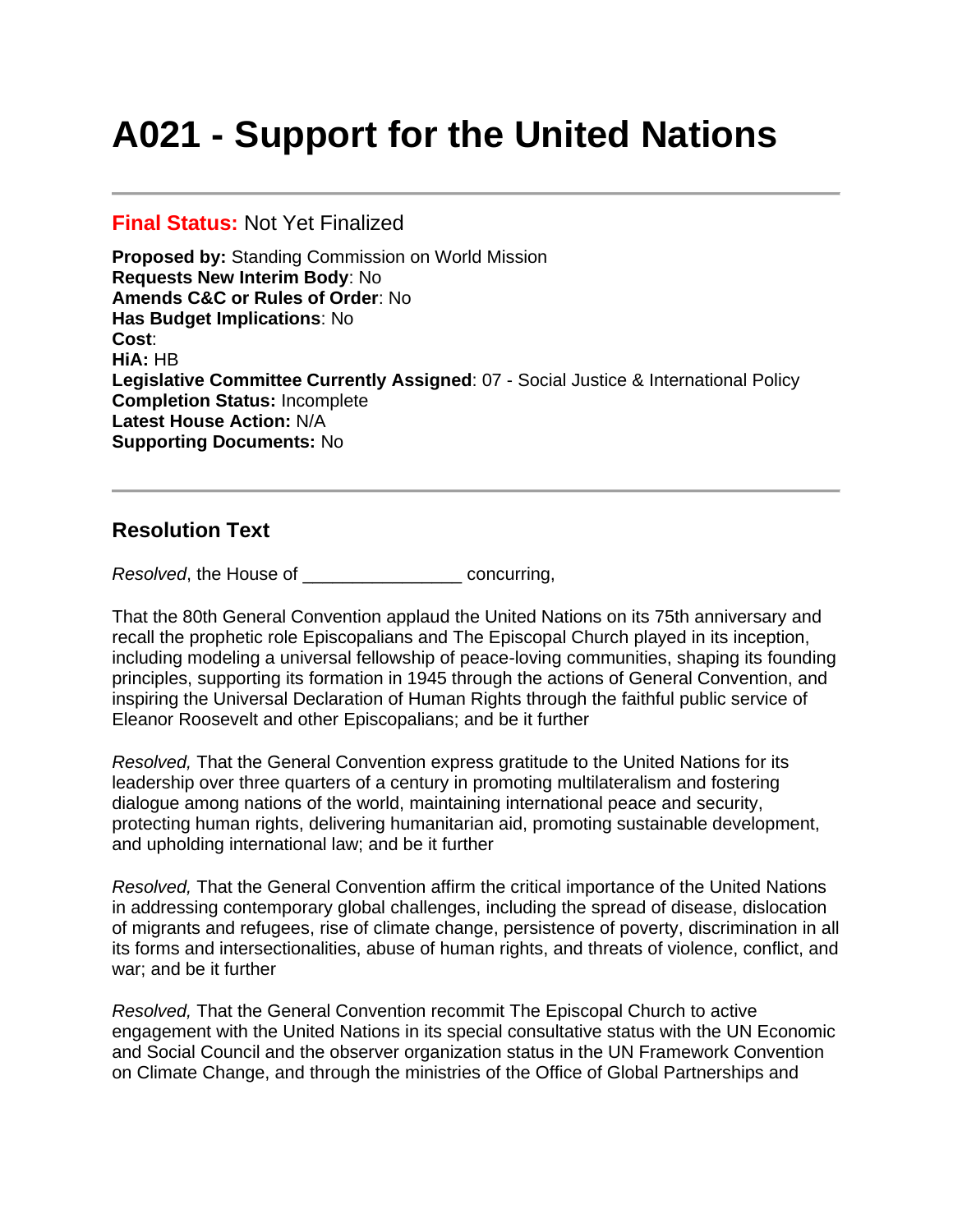# A021 - Support for the United Nations

---

**Final Status:** Not Yet Finalized

**Proposed by:** Standing Commission on World Mission
**Requests New Interim Body**: No
**Amends C&C or Rules of Order**: No
**Has Budget Implications**: No
**Cost**:
**HiA:** HB
**Legislative Committee Currently Assigned**: 07 - Social Justice & International Policy
**Completion Status:** Incomplete
**Latest House Action:** N/A
**Supporting Documents:** No

---

## Resolution Text

*Resolved*, the House of ________________ concurring,

That the 80th General Convention applaud the United Nations on its 75th anniversary and recall the prophetic role Episcopalians and The Episcopal Church played in its inception, including modeling a universal fellowship of peace-loving communities, shaping its founding principles, supporting its formation in 1945 through the actions of General Convention, and inspiring the Universal Declaration of Human Rights through the faithful public service of Eleanor Roosevelt and other Episcopalians; and be it further

*Resolved,* That the General Convention express gratitude to the United Nations for its leadership over three quarters of a century in promoting multilateralism and fostering dialogue among nations of the world, maintaining international peace and security, protecting human rights, delivering humanitarian aid, promoting sustainable development, and upholding international law; and be it further

*Resolved,* That the General Convention affirm the critical importance of the United Nations in addressing contemporary global challenges, including the spread of disease, dislocation of migrants and refugees, rise of climate change, persistence of poverty, discrimination in all its forms and intersectionalities, abuse of human rights, and threats of violence, conflict, and war; and be it further

*Resolved,* That the General Convention recommit The Episcopal Church to active engagement with the United Nations in its special consultative status with the UN Economic and Social Council and the observer organization status in the UN Framework Convention on Climate Change, and through the ministries of the Office of Global Partnerships and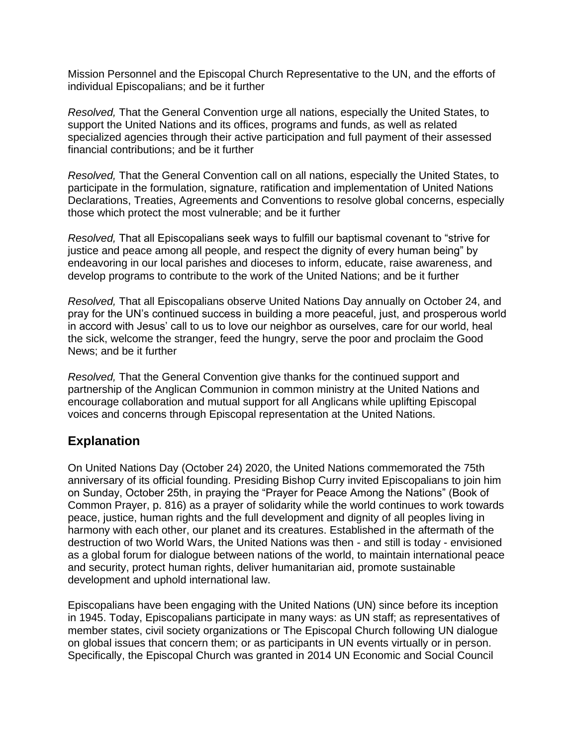Mission Personnel and the Episcopal Church Representative to the UN, and the efforts of individual Episcopalians; and be it further

*Resolved,* That the General Convention urge all nations, especially the United States, to support the United Nations and its offices, programs and funds, as well as related specialized agencies through their active participation and full payment of their assessed financial contributions; and be it further

*Resolved,* That the General Convention call on all nations, especially the United States, to participate in the formulation, signature, ratification and implementation of United Nations Declarations, Treaties, Agreements and Conventions to resolve global concerns, especially those which protect the most vulnerable; and be it further

*Resolved,* That all Episcopalians seek ways to fulfill our baptismal covenant to "strive for justice and peace among all people, and respect the dignity of every human being" by endeavoring in our local parishes and dioceses to inform, educate, raise awareness, and develop programs to contribute to the work of the United Nations; and be it further

*Resolved,* That all Episcopalians observe United Nations Day annually on October 24, and pray for the UN's continued success in building a more peaceful, just, and prosperous world in accord with Jesus' call to us to love our neighbor as ourselves, care for our world, heal the sick, welcome the stranger, feed the hungry, serve the poor and proclaim the Good News; and be it further

*Resolved,* That the General Convention give thanks for the continued support and partnership of the Anglican Communion in common ministry at the United Nations and encourage collaboration and mutual support for all Anglicans while uplifting Episcopal voices and concerns through Episcopal representation at the United Nations.

## Explanation

On United Nations Day (October 24) 2020, the United Nations commemorated the 75th anniversary of its official founding. Presiding Bishop Curry invited Episcopalians to join him on Sunday, October 25th, in praying the "Prayer for Peace Among the Nations" (Book of Common Prayer, p. 816) as a prayer of solidarity while the world continues to work towards peace, justice, human rights and the full development and dignity of all peoples living in harmony with each other, our planet and its creatures. Established in the aftermath of the destruction of two World Wars, the United Nations was then - and still is today - envisioned as a global forum for dialogue between nations of the world, to maintain international peace and security, protect human rights, deliver humanitarian aid, promote sustainable development and uphold international law.

Episcopalians have been engaging with the United Nations (UN) since before its inception in 1945. Today, Episcopalians participate in many ways: as UN staff; as representatives of member states, civil society organizations or The Episcopal Church following UN dialogue on global issues that concern them; or as participants in UN events virtually or in person. Specifically, the Episcopal Church was granted in 2014 UN Economic and Social Council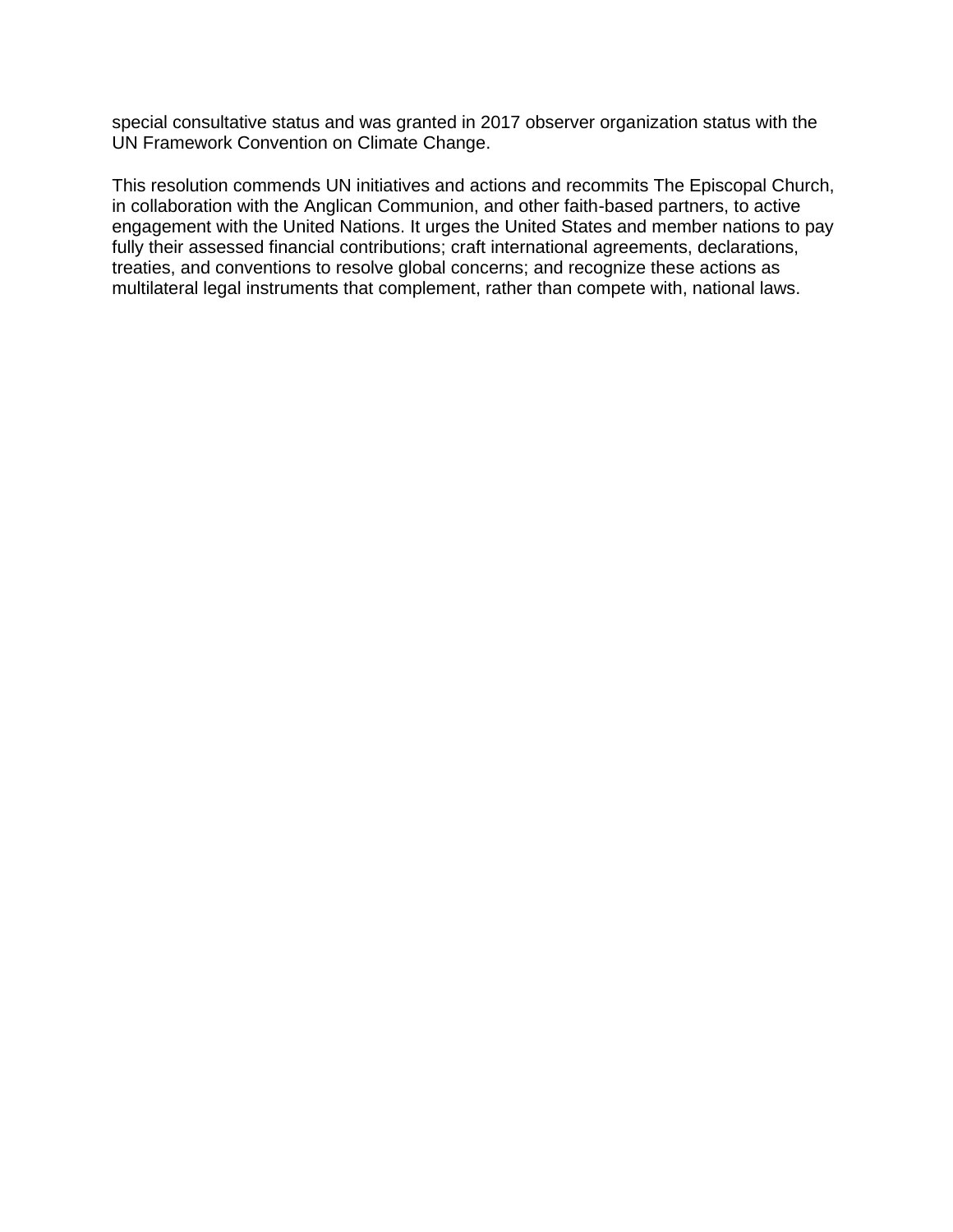special consultative status and was granted in 2017 observer organization status with the UN Framework Convention on Climate Change.

This resolution commends UN initiatives and actions and recommits The Episcopal Church, in collaboration with the Anglican Communion, and other faith-based partners, to active engagement with the United Nations. It urges the United States and member nations to pay fully their assessed financial contributions; craft international agreements, declarations, treaties, and conventions to resolve global concerns; and recognize these actions as multilateral legal instruments that complement, rather than compete with, national laws.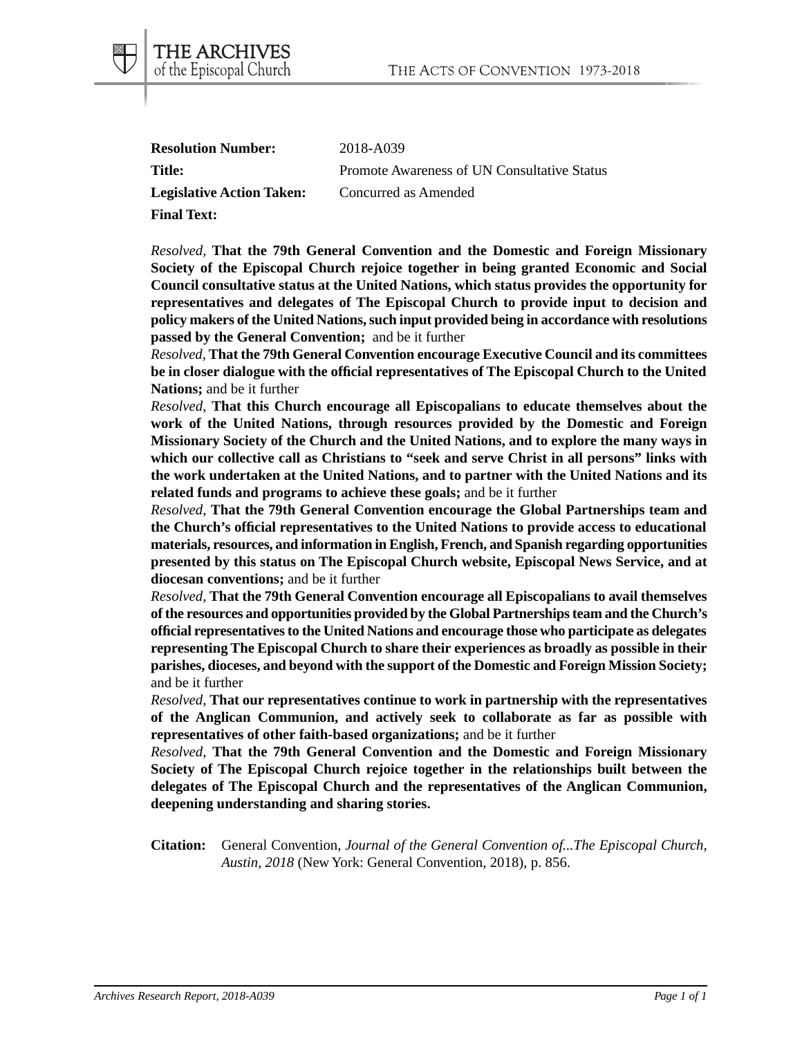**Resolution Number:** 2018-A039

**Title:** Promote Awareness of UN Consultative Status

**Legislative Action Taken:** Concurred as Amended

**Final Text:**

*Resolved,* **That the 79th General Convention and the Domestic and Foreign Missionary Society of the Episcopal Church rejoice together in being granted Economic and Social Council consultative status at the United Nations, which status provides the opportunity for representatives and delegates of The Episcopal Church to provide input to decision and policy makers of the United Nations, such input provided being in accordance with resolutions passed by the General Convention;** and be it further

*Resolved,* **That the 79th General Convention encourage Executive Council and its committees be in closer dialogue with the official representatives of The Episcopal Church to the United Nations;** and be it further

*Resolved,* **That this Church encourage all Episcopalians to educate themselves about the work of the United Nations, through resources provided by the Domestic and Foreign Missionary Society of the Church and the United Nations, and to explore the many ways in which our collective call as Christians to "seek and serve Christ in all persons" links with the work undertaken at the United Nations, and to partner with the United Nations and its related funds and programs to achieve these goals;** and be it further

*Resolved,* **That the 79th General Convention encourage the Global Partnerships team and the Church's official representatives to the United Nations to provide access to educational materials, resources, and information in English, French, and Spanish regarding opportunities presented by this status on The Episcopal Church website, Episcopal News Service, and at diocesan conventions;** and be it further

*Resolved,* **That the 79th General Convention encourage all Episcopalians to avail themselves of the resources and opportunities provided by the Global Partnerships team and the Church's official representatives to the United Nations and encourage those who participate as delegates representing The Episcopal Church to share their experiences as broadly as possible in their parishes, dioceses, and beyond with the support of the Domestic and Foreign Mission Society;** and be it further

*Resolved,* **That our representatives continue to work in partnership with the representatives of the Anglican Communion, and actively seek to collaborate as far as possible with representatives of other faith-based organizations;** and be it further

*Resolved,* **That the 79th General Convention and the Domestic and Foreign Missionary Society of The Episcopal Church rejoice together in the relationships built between the delegates of The Episcopal Church and the representatives of the Anglican Communion, deepening understanding and sharing stories.**

**Citation:** General Convention, *Journal of the General Convention of...The Episcopal Church, Austin, 2018* (New York: General Convention, 2018), p. 856.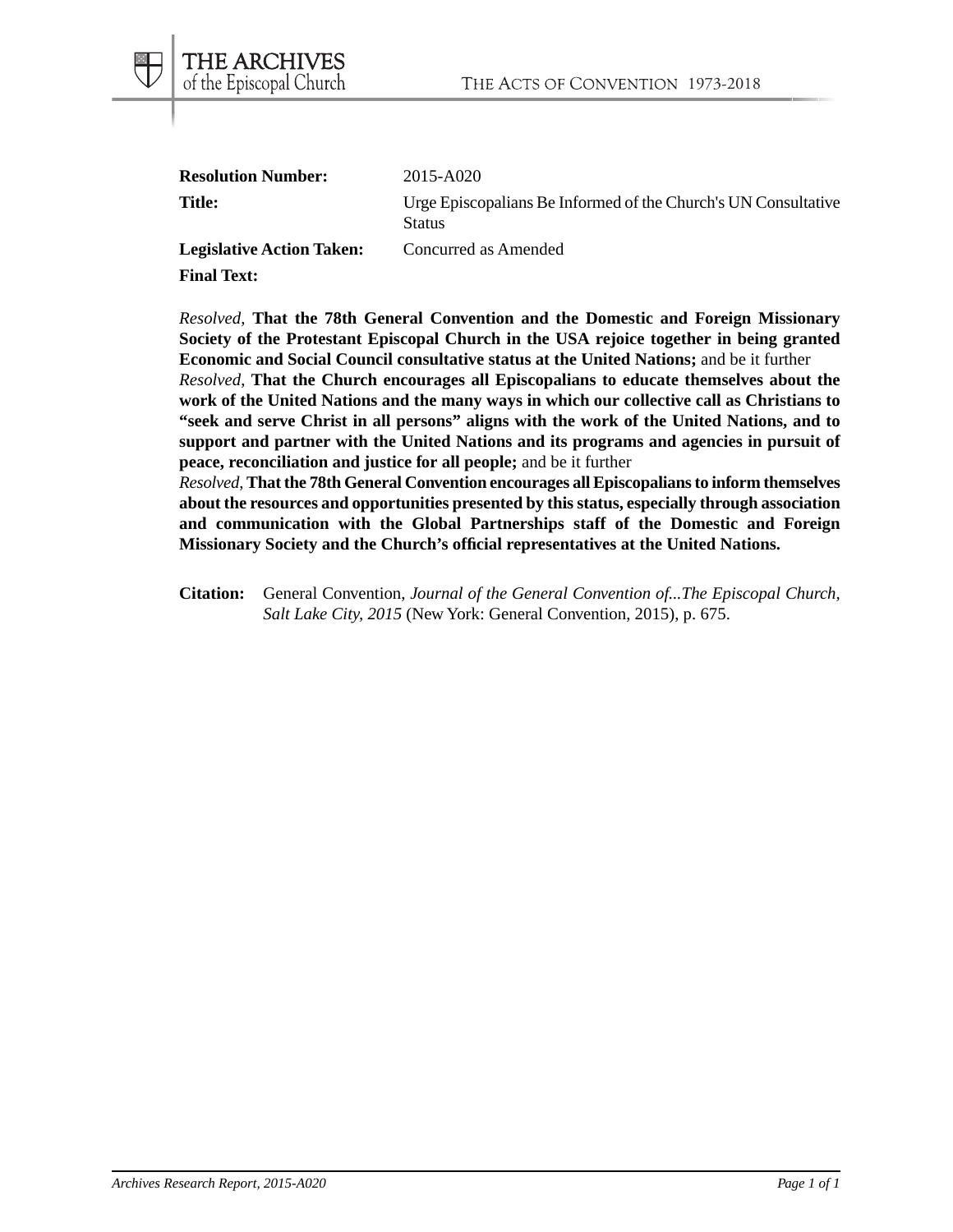**Resolution Number:** 2015-A020

**Title:** Urge Episcopalians Be Informed of the Church's UN Consultative Status

**Legislative Action Taken:** Concurred as Amended

**Final Text:**

*Resolved,* **That the 78th General Convention and the Domestic and Foreign Missionary Society of the Protestant Episcopal Church in the USA rejoice together in being granted Economic and Social Council consultative status at the United Nations;** and be it further

*Resolved,* **That the Church encourages all Episcopalians to educate themselves about the work of the United Nations and the many ways in which our collective call as Christians to "seek and serve Christ in all persons" aligns with the work of the United Nations, and to support and partner with the United Nations and its programs and agencies in pursuit of peace, reconciliation and justice for all people;** and be it further

*Resolved,* **That the 78th General Convention encourages all Episcopalians to inform themselves about the resources and opportunities presented by this status, especially through association and communication with the Global Partnerships staff of the Domestic and Foreign Missionary Society and the Church's official representatives at the United Nations.**

**Citation:** General Convention, *Journal of the General Convention of...The Episcopal Church, Salt Lake City, 2015* (New York: General Convention, 2015), p. 675.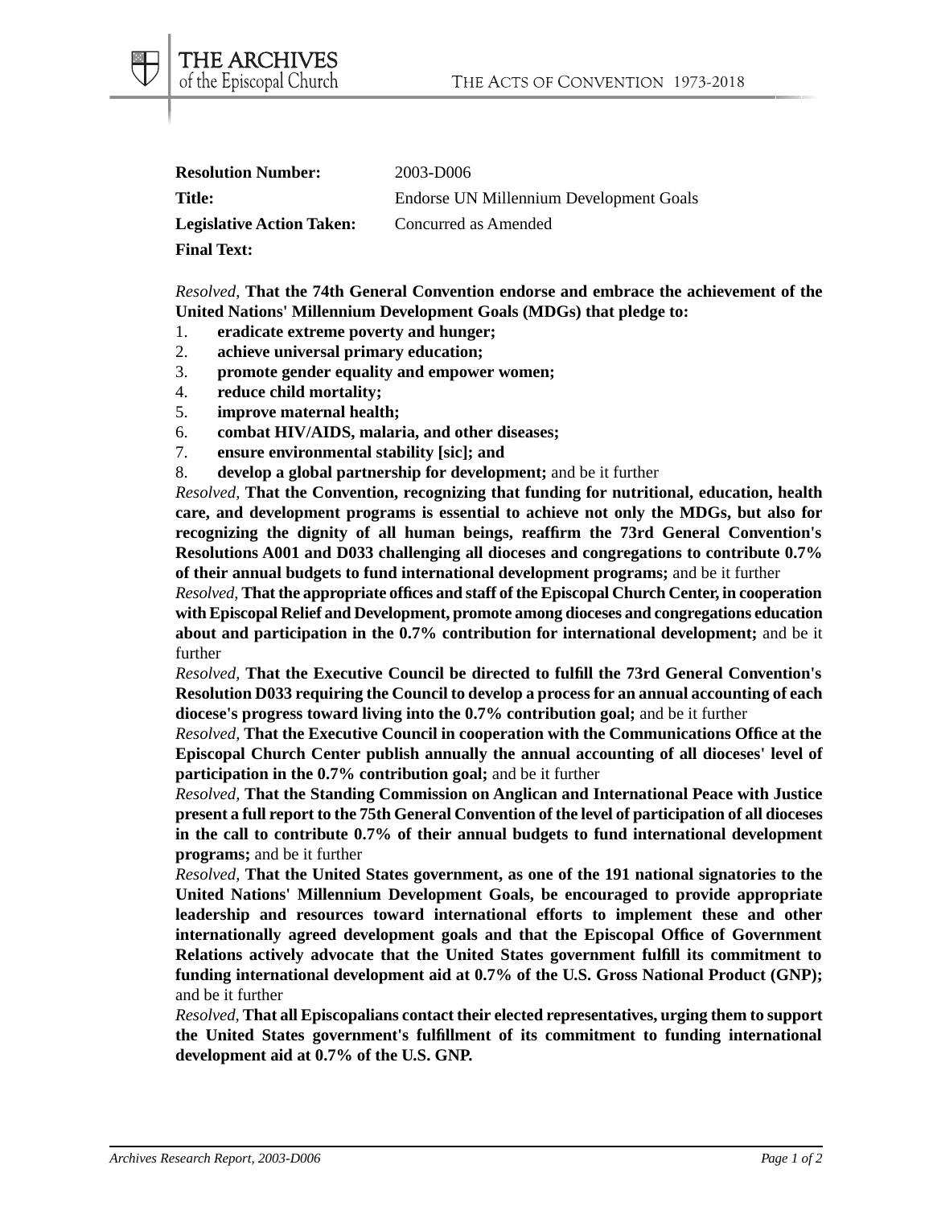**Resolution Number:** 2003-D006

**Title:** Endorse UN Millennium Development Goals

**Legislative Action Taken:** Concurred as Amended

**Final Text:**

*Resolved,* **That the 74th General Convention endorse and embrace the achievement of the United Nations' Millennium Development Goals (MDGs) that pledge to:**

1. **eradicate extreme poverty and hunger;**
2. **achieve universal primary education;**
3. **promote gender equality and empower women;**
4. **reduce child mortality;**
5. **improve maternal health;**
6. **combat HIV/AIDS, malaria, and other diseases;**
7. **ensure environmental stability [sic]; and**
8. **develop a global partnership for development;** and be it further

*Resolved,* **That the Convention, recognizing that funding for nutritional, education, health care, and development programs is essential to achieve not only the MDGs, but also for recognizing the dignity of all human beings, reaffirm the 73rd General Convention's Resolutions A001 and D033 challenging all dioceses and congregations to contribute 0.7% of their annual budgets to fund international development programs;** and be it further

*Resolved,* **That the appropriate offices and staff of the Episcopal Church Center, in cooperation with Episcopal Relief and Development, promote among dioceses and congregations education about and participation in the 0.7% contribution for international development;** and be it further

*Resolved,* **That the Executive Council be directed to fulfill the 73rd General Convention's Resolution D033 requiring the Council to develop a process for an annual accounting of each diocese's progress toward living into the 0.7% contribution goal;** and be it further

*Resolved,* **That the Executive Council in cooperation with the Communications Office at the Episcopal Church Center publish annually the annual accounting of all dioceses' level of participation in the 0.7% contribution goal;** and be it further

*Resolved,* **That the Standing Commission on Anglican and International Peace with Justice present a full report to the 75th General Convention of the level of participation of all dioceses in the call to contribute 0.7% of their annual budgets to fund international development programs;** and be it further

*Resolved,* **That the United States government, as one of the 191 national signatories to the United Nations' Millennium Development Goals, be encouraged to provide appropriate leadership and resources toward international efforts to implement these and other internationally agreed development goals and that the Episcopal Office of Government Relations actively advocate that the United States government fulfill its commitment to funding international development aid at 0.7% of the U.S. Gross National Product (GNP);** and be it further

*Resolved,* **That all Episcopalians contact their elected representatives, urging them to support the United States government's fulfillment of its commitment to funding international development aid at 0.7% of the U.S. GNP.**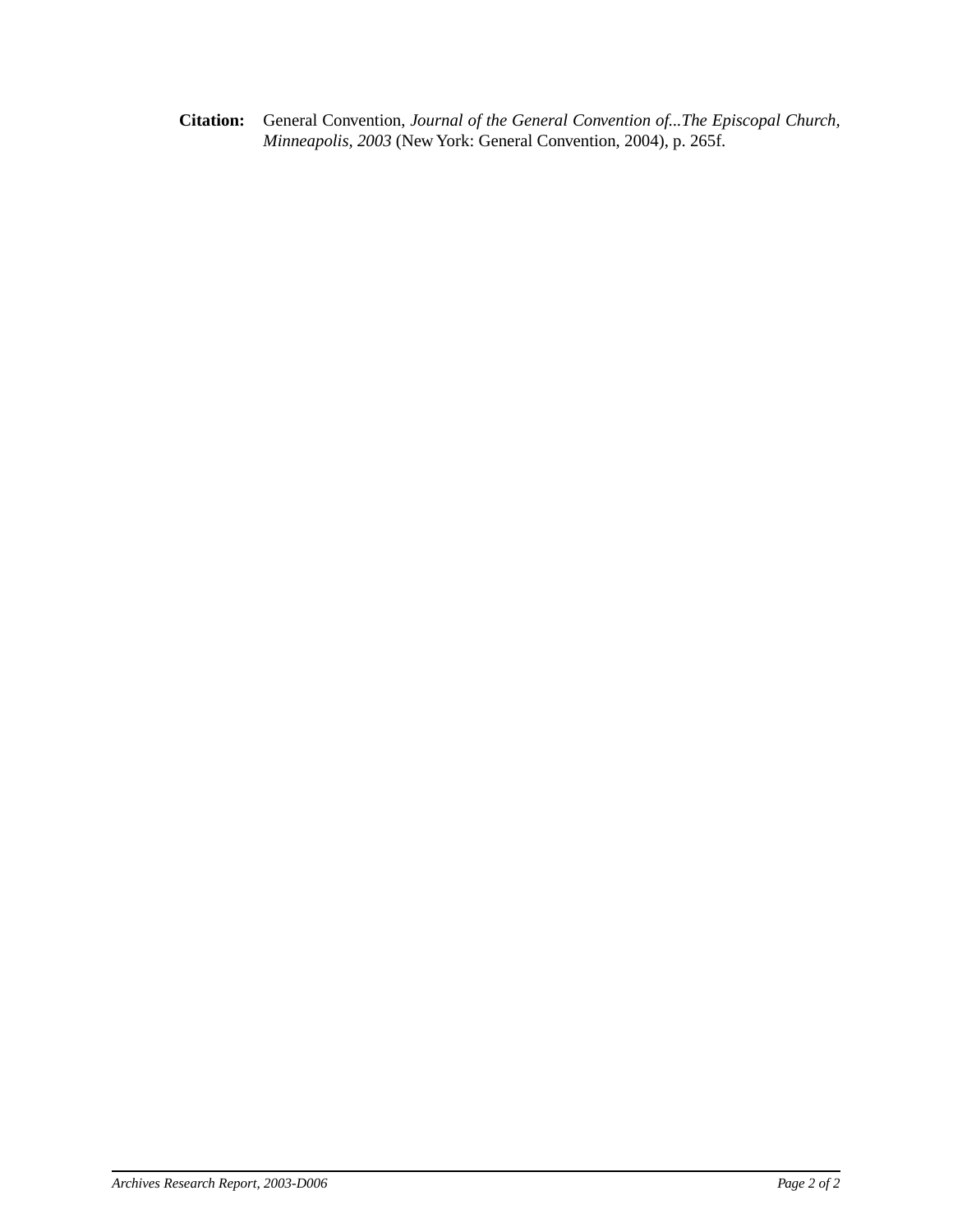**Citation:** General Convention, *Journal of the General Convention of...The Episcopal Church, Minneapolis, 2003* (New York: General Convention, 2004), p. 265f.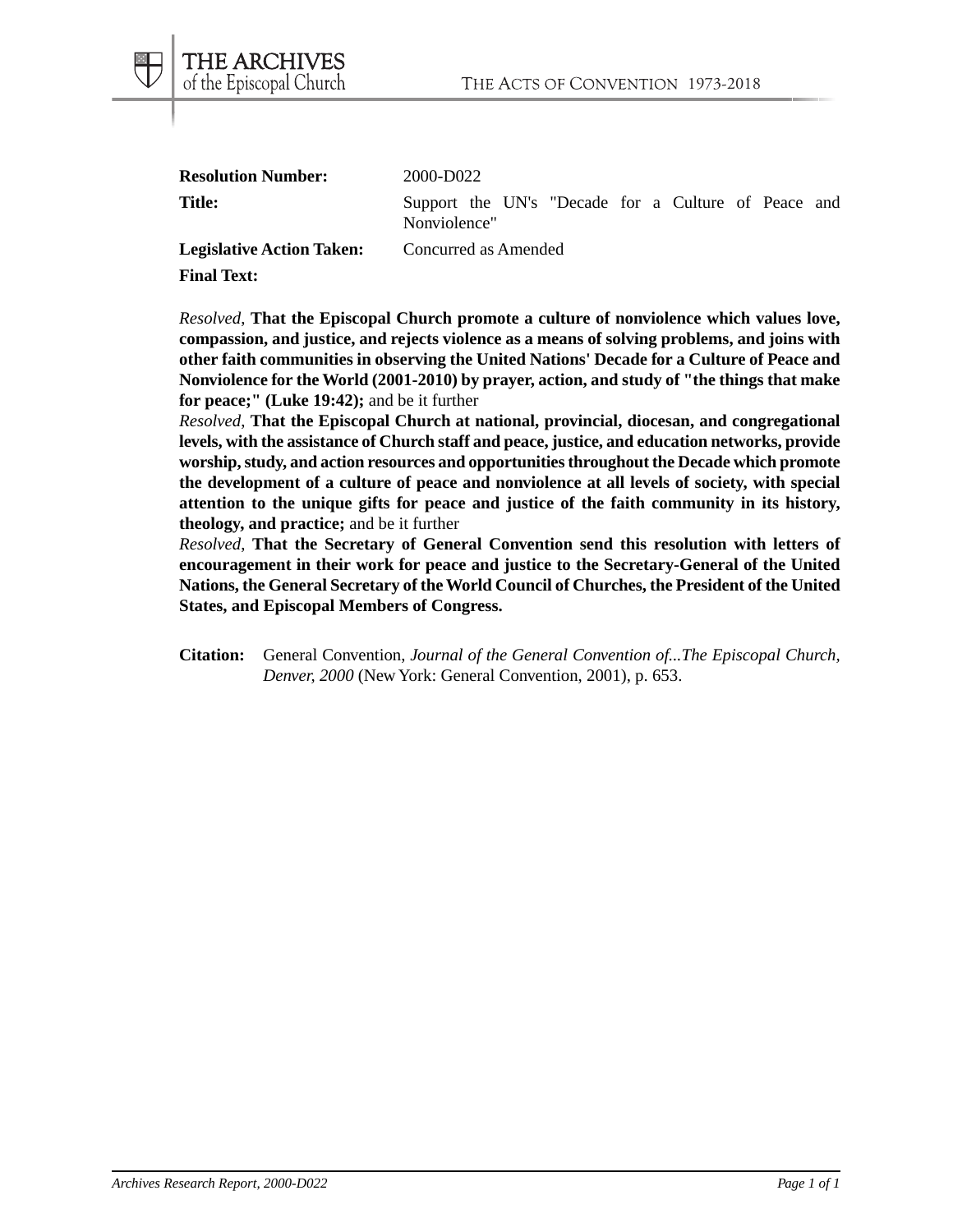| | |
|---|---|
| **Resolution Number:** | 2000-D022 |
| **Title:** | Support the UN's "Decade for a Culture of Peace and Nonviolence" |
| **Legislative Action Taken:** | Concurred as Amended |

**Final Text:**

*Resolved*, **That the Episcopal Church promote a culture of nonviolence which values love, compassion, and justice, and rejects violence as a means of solving problems, and joins with other faith communities in observing the United Nations' Decade for a Culture of Peace and Nonviolence for the World (2001-2010) by prayer, action, and study of "the things that make for peace;" (Luke 19:42);** and be it further

*Resolved*, **That the Episcopal Church at national, provincial, diocesan, and congregational levels, with the assistance of Church staff and peace, justice, and education networks, provide worship, study, and action resources and opportunities throughout the Decade which promote the development of a culture of peace and nonviolence at all levels of society, with special attention to the unique gifts for peace and justice of the faith community in its history, theology, and practice;** and be it further

*Resolved*, **That the Secretary of General Convention send this resolution with letters of encouragement in their work for peace and justice to the Secretary-General of the United Nations, the General Secretary of the World Council of Churches, the President of the United States, and Episcopal Members of Congress.**

**Citation:** General Convention, *Journal of the General Convention of...The Episcopal Church, Denver, 2000* (New York: General Convention, 2001), p. 653.